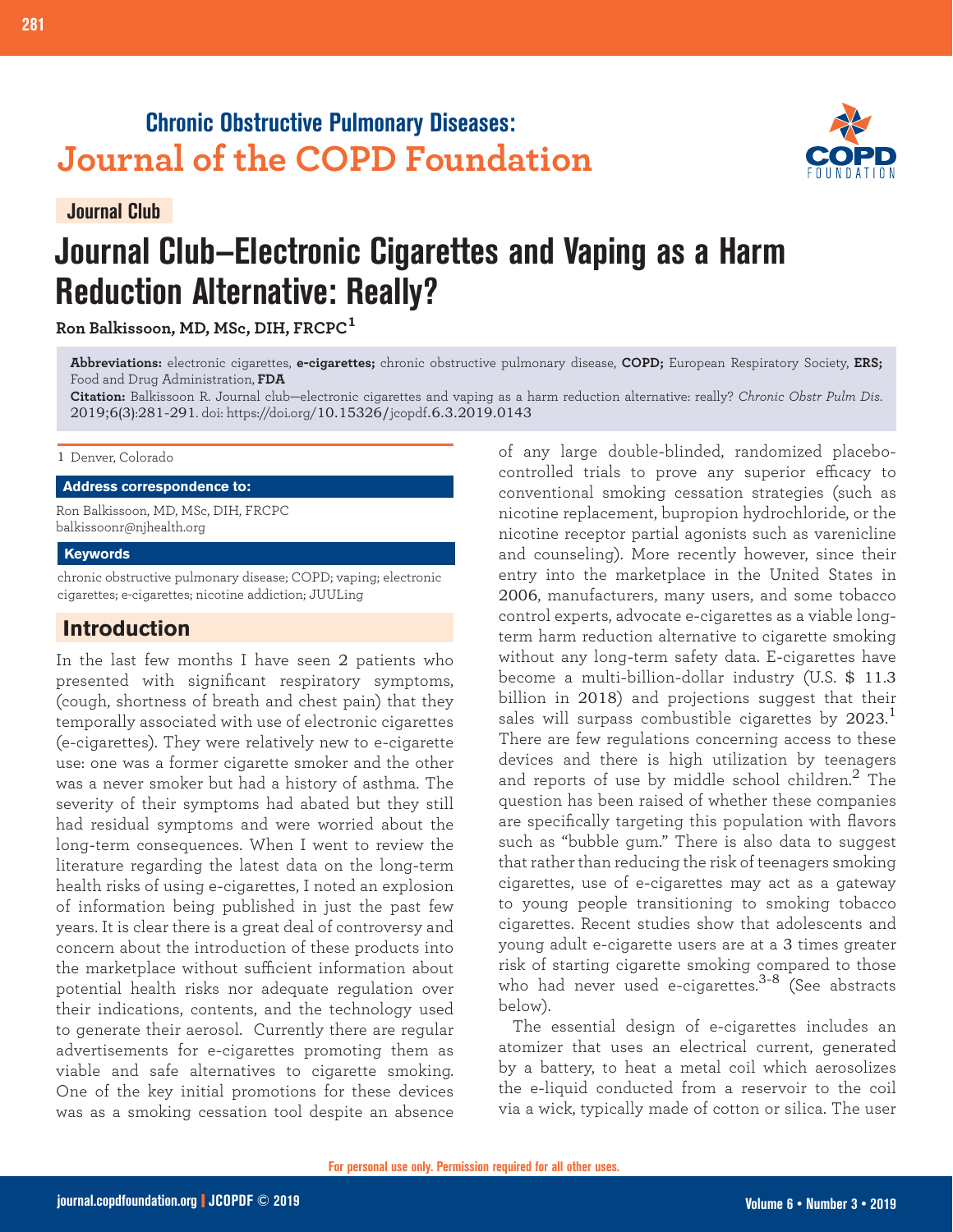**Chronic Obstructive Pulmonary Diseases:**
**Journal of the COPD Foundation**

Journal Club

# Journal Club–Electronic Cigarettes and Vaping as a Harm Reduction Alternative: Really?

**Ron Balkissoon, MD, MSc, DIH, FRCPC**[1]

**Abbreviations:** electronic cigarettes, **e-cigarettes;** chronic obstructive pulmonary disease, **COPD;** European Respiratory Society, **ERS;** Food and Drug Administration, **FDA**

**Citation:** Balkissoon R. Journal club—electronic cigarettes and vaping as a harm reduction alternative: really? *Chronic Obstr Pulm Dis.* 2019;6(3):281-291. doi: https://doi.org/10.15326/jcopdf.6.3.2019.0143

1 Denver, Colorado

**Address correspondence to:**

Ron Balkissoon, MD, MSc, DIH, FRCPC
balkissoonr@njhealth.org

**Keywords**

chronic obstructive pulmonary disease; COPD; vaping; electronic cigarettes; e-cigarettes; nicotine addiction; JUULing

## Introduction

In the last few months I have seen 2 patients who presented with significant respiratory symptoms, (cough, shortness of breath and chest pain) that they temporally associated with use of electronic cigarettes (e-cigarettes). They were relatively new to e-cigarette use: one was a former cigarette smoker and the other was a never smoker but had a history of asthma. The severity of their symptoms had abated but they still had residual symptoms and were worried about the long-term consequences. When I went to review the literature regarding the latest data on the long-term health risks of using e-cigarettes, I noted an explosion of information being published in just the past few years. It is clear there is a great deal of controversy and concern about the introduction of these products into the marketplace without sufficient information about potential health risks nor adequate regulation over their indications, contents, and the technology used to generate their aerosol. Currently there are regular advertisements for e-cigarettes promoting them as viable and safe alternatives to cigarette smoking. One of the key initial promotions for these devices was as a smoking cessation tool despite an absence of any large double-blinded, randomized placebo-controlled trials to prove any superior efficacy to conventional smoking cessation strategies (such as nicotine replacement, bupropion hydrochloride, or the nicotine receptor partial agonists such as varenicline and counseling). More recently however, since their entry into the marketplace in the United States in 2006, manufacturers, many users, and some tobacco control experts, advocate e-cigarettes as a viable long-term harm reduction alternative to cigarette smoking without any long-term safety data. E-cigarettes have become a multi-billion-dollar industry (U.S. $ 11.3 billion in 2018) and projections suggest that their sales will surpass combustible cigarettes by 2023.[1] There are few regulations concerning access to these devices and there is high utilization by teenagers and reports of use by middle school children.[2] The question has been raised of whether these companies are specifically targeting this population with flavors such as "bubble gum." There is also data to suggest that rather than reducing the risk of teenagers smoking cigarettes, use of e-cigarettes may act as a gateway to young people transitioning to smoking tobacco cigarettes. Recent studies show that adolescents and young adult e-cigarette users are at a 3 times greater risk of starting cigarette smoking compared to those who had never used e-cigarettes.[3-8] (See abstracts below).

The essential design of e-cigarettes includes an atomizer that uses an electrical current, generated by a battery, to heat a metal coil which aerosolizes the e-liquid conducted from a reservoir to the coil via a wick, typically made of cotton or silica. The user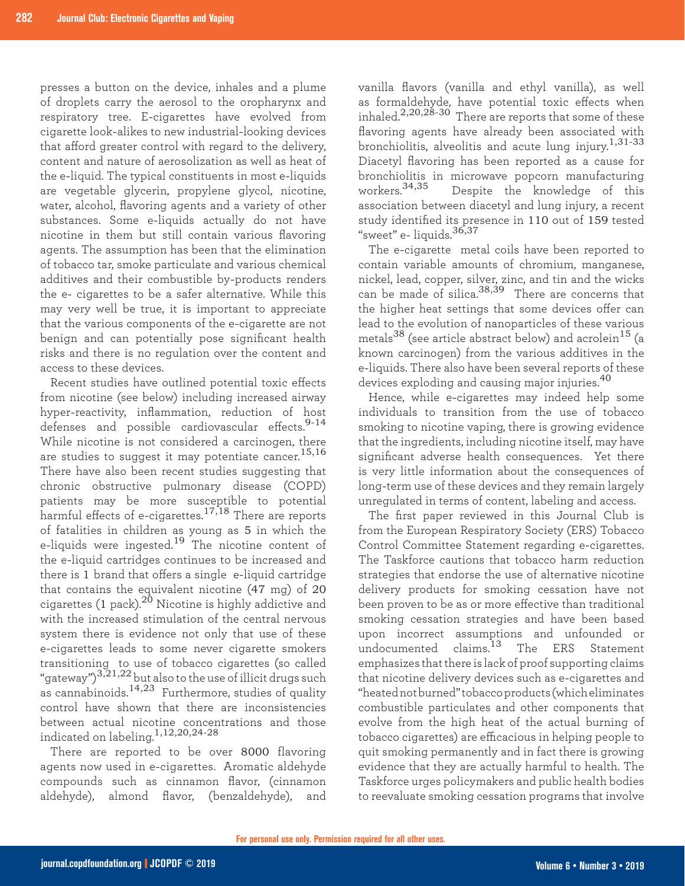presses a button on the device, inhales and a plume of droplets carry the aerosol to the oropharynx and respiratory tree. E-cigarettes have evolved from cigarette look-alikes to new industrial-looking devices that afford greater control with regard to the delivery, content and nature of aerosolization as well as heat of the e-liquid. The typical constituents in most e-liquids are vegetable glycerin, propylene glycol, nicotine, water, alcohol, flavoring agents and a variety of other substances. Some e-liquids actually do not have nicotine in them but still contain various flavoring agents. The assumption has been that the elimination of tobacco tar, smoke particulate and various chemical additives and their combustible by-products renders the e- cigarettes to be a safer alternative. While this may very well be true, it is important to appreciate that the various components of the e-cigarette are not benign and can potentially pose significant health risks and there is no regulation over the content and access to these devices.

Recent studies have outlined potential toxic effects from nicotine (see below) including increased airway hyper-reactivity, inflammation, reduction of host defenses and possible cardiovascular effects.[9-14] While nicotine is not considered a carcinogen, there are studies to suggest it may potentiate cancer.[15,16] There have also been recent studies suggesting that chronic obstructive pulmonary disease (COPD) patients may be more susceptible to potential harmful effects of e-cigarettes.[17,18] There are reports of fatalities in children as young as 5 in which the e-liquids were ingested.[19] The nicotine content of the e-liquid cartridges continues to be increased and there is 1 brand that offers a single e-liquid cartridge that contains the equivalent nicotine (47 mg) of 20 cigarettes (1 pack).[20] Nicotine is highly addictive and with the increased stimulation of the central nervous system there is evidence not only that use of these e-cigarettes leads to some never cigarette smokers transitioning to use of tobacco cigarettes (so called "gateway")[3,21,22] but also to the use of illicit drugs such as cannabinoids.[14,23] Furthermore, studies of quality control have shown that there are inconsistencies between actual nicotine concentrations and those indicated on labeling.[1,12,20,24-28]

There are reported to be over 8000 flavoring agents now used in e-cigarettes. Aromatic aldehyde compounds such as cinnamon flavor, (cinnamon aldehyde), almond flavor, (benzaldehyde), and vanilla flavors (vanilla and ethyl vanilla), as well as formaldehyde, have potential toxic effects when inhaled.[2,20,28-30] There are reports that some of these flavoring agents have already been associated with bronchiolitis, alveolitis and acute lung injury.[1,31-33] Diacetyl flavoring has been reported as a cause for bronchiolitis in microwave popcorn manufacturing workers.[34,35] Despite the knowledge of this association between diacetyl and lung injury, a recent study identified its presence in 110 out of 159 tested "sweet" e- liquids.[36,37]

The e-cigarette metal coils have been reported to contain variable amounts of chromium, manganese, nickel, lead, copper, silver, zinc, and tin and the wicks can be made of silica.[38,39] There are concerns that the higher heat settings that some devices offer can lead to the evolution of nanoparticles of these various metals[38] (see article abstract below) and acrolein[15] (a known carcinogen) from the various additives in the e-liquids. There also have been several reports of these devices exploding and causing major injuries.[40]

Hence, while e-cigarettes may indeed help some individuals to transition from the use of tobacco smoking to nicotine vaping, there is growing evidence that the ingredients, including nicotine itself, may have significant adverse health consequences. Yet there is very little information about the consequences of long-term use of these devices and they remain largely unregulated in terms of content, labeling and access.

The first paper reviewed in this Journal Club is from the European Respiratory Society (ERS) Tobacco Control Committee Statement regarding e-cigarettes. The Taskforce cautions that tobacco harm reduction strategies that endorse the use of alternative nicotine delivery products for smoking cessation have not been proven to be as or more effective than traditional smoking cessation strategies and have been based upon incorrect assumptions and unfounded or undocumented claims.[13] The ERS Statement emphasizes that there is lack of proof supporting claims that nicotine delivery devices such as e-cigarettes and "heated not burned" tobacco products (which eliminates combustible particulates and other components that evolve from the high heat of the actual burning of tobacco cigarettes) are efficacious in helping people to quit smoking permanently and in fact there is growing evidence that they are actually harmful to health. The Taskforce urges policymakers and public health bodies to reevaluate smoking cessation programs that involve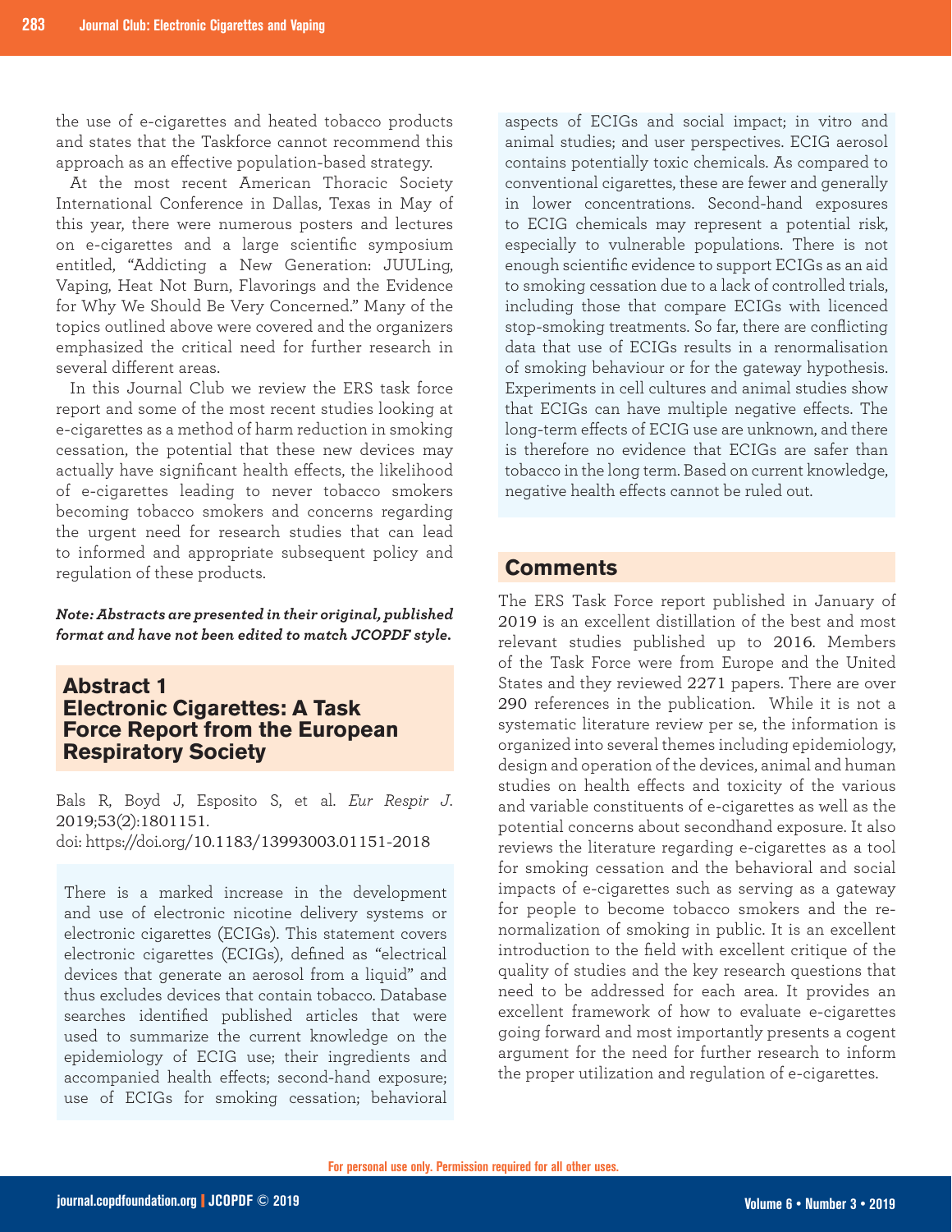the use of e-cigarettes and heated tobacco products and states that the Taskforce cannot recommend this approach as an effective population-based strategy.

At the most recent American Thoracic Society International Conference in Dallas, Texas in May of this year, there were numerous posters and lectures on e-cigarettes and a large scientific symposium entitled, "Addicting a New Generation: JUULing, Vaping, Heat Not Burn, Flavorings and the Evidence for Why We Should Be Very Concerned." Many of the topics outlined above were covered and the organizers emphasized the critical need for further research in several different areas.

In this Journal Club we review the ERS task force report and some of the most recent studies looking at e-cigarettes as a method of harm reduction in smoking cessation, the potential that these new devices may actually have significant health effects, the likelihood of e-cigarettes leading to never tobacco smokers becoming tobacco smokers and concerns regarding the urgent need for research studies that can lead to informed and appropriate subsequent policy and regulation of these products.

***Note: Abstracts are presented in their original, published format and have not been edited to match JCOPDF style.***

## Abstract 1
## Electronic Cigarettes: A Task Force Report from the European Respiratory Society

Bals R, Boyd J, Esposito S, et al. *Eur Respir J.* 2019;53(2):1801151.
doi: https://doi.org/10.1183/13993003.01151-2018

There is a marked increase in the development and use of electronic nicotine delivery systems or electronic cigarettes (ECIGs). This statement covers electronic cigarettes (ECIGs), defined as "electrical devices that generate an aerosol from a liquid" and thus excludes devices that contain tobacco. Database searches identified published articles that were used to summarize the current knowledge on the epidemiology of ECIG use; their ingredients and accompanied health effects; second-hand exposure; use of ECIGs for smoking cessation; behavioral aspects of ECIGs and social impact; in vitro and animal studies; and user perspectives. ECIG aerosol contains potentially toxic chemicals. As compared to conventional cigarettes, these are fewer and generally in lower concentrations. Second-hand exposures to ECIG chemicals may represent a potential risk, especially to vulnerable populations. There is not enough scientific evidence to support ECIGs as an aid to smoking cessation due to a lack of controlled trials, including those that compare ECIGs with licenced stop-smoking treatments. So far, there are conflicting data that use of ECIGs results in a renormalisation of smoking behaviour or for the gateway hypothesis. Experiments in cell cultures and animal studies show that ECIGs can have multiple negative effects. The long-term effects of ECIG use are unknown, and there is therefore no evidence that ECIGs are safer than tobacco in the long term. Based on current knowledge, negative health effects cannot be ruled out.

## Comments

The ERS Task Force report published in January of 2019 is an excellent distillation of the best and most relevant studies published up to 2016. Members of the Task Force were from Europe and the United States and they reviewed 2271 papers. There are over 290 references in the publication. While it is not a systematic literature review per se, the information is organized into several themes including epidemiology, design and operation of the devices, animal and human studies on health effects and toxicity of the various and variable constituents of e-cigarettes as well as the potential concerns about secondhand exposure. It also reviews the literature regarding e-cigarettes as a tool for smoking cessation and the behavioral and social impacts of e-cigarettes such as serving as a gateway for people to become tobacco smokers and the re-normalization of smoking in public. It is an excellent introduction to the field with excellent critique of the quality of studies and the key research questions that need to be addressed for each area. It provides an excellent framework of how to evaluate e-cigarettes going forward and most importantly presents a cogent argument for the need for further research to inform the proper utilization and regulation of e-cigarettes.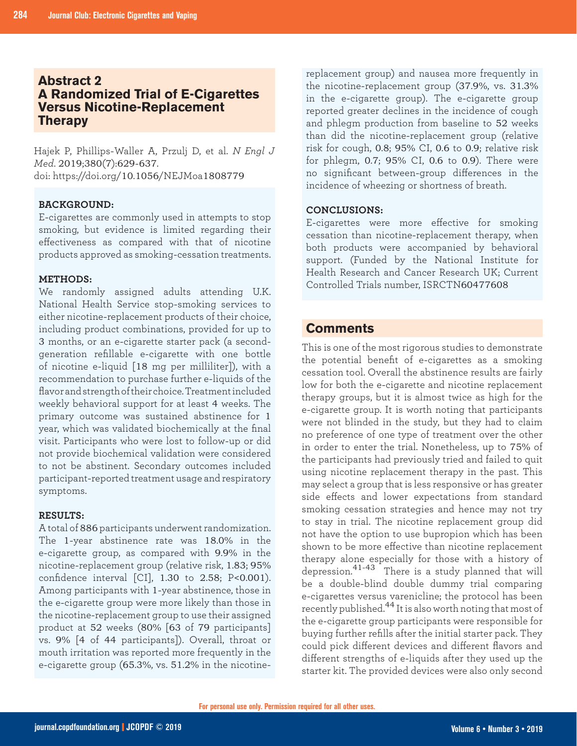## Abstract 2
## A Randomized Trial of E-Cigarettes Versus Nicotine-Replacement Therapy

Hajek P, Phillips-Waller A, Przulj D, et al. *N Engl J Med.* 2019;380(7):629-637.
doi: https://doi.org/10.1056/NEJMoa1808779

**BACKGROUND:**
E-cigarettes are commonly used in attempts to stop smoking, but evidence is limited regarding their effectiveness as compared with that of nicotine products approved as smoking-cessation treatments.

**METHODS:**
We randomly assigned adults attending U.K. National Health Service stop-smoking services to either nicotine-replacement products of their choice, including product combinations, provided for up to 3 months, or an e-cigarette starter pack (a second-generation refillable e-cigarette with one bottle of nicotine e-liquid [18 mg per milliliter]), with a recommendation to purchase further e-liquids of the flavor and strength of their choice. Treatment included weekly behavioral support for at least 4 weeks. The primary outcome was sustained abstinence for 1 year, which was validated biochemically at the final visit. Participants who were lost to follow-up or did not provide biochemical validation were considered to not be abstinent. Secondary outcomes included participant-reported treatment usage and respiratory symptoms.

**RESULTS:**
A total of 886 participants underwent randomization. The 1-year abstinence rate was 18.0% in the e-cigarette group, as compared with 9.9% in the nicotine-replacement group (relative risk, 1.83; 95% confidence interval [CI], 1.30 to 2.58; P<0.001). Among participants with 1-year abstinence, those in the e-cigarette group were more likely than those in the nicotine-replacement group to use their assigned product at 52 weeks (80% [63 of 79 participants] vs. 9% [4 of 44 participants]). Overall, throat or mouth irritation was reported more frequently in the e-cigarette group (65.3%, vs. 51.2% in the nicotine-replacement group) and nausea more frequently in the nicotine-replacement group (37.9%, vs. 31.3% in the e-cigarette group). The e-cigarette group reported greater declines in the incidence of cough and phlegm production from baseline to 52 weeks than did the nicotine-replacement group (relative risk for cough, 0.8; 95% CI, 0.6 to 0.9; relative risk for phlegm, 0.7; 95% CI, 0.6 to 0.9). There were no significant between-group differences in the incidence of wheezing or shortness of breath.

**CONCLUSIONS:**
E-cigarettes were more effective for smoking cessation than nicotine-replacement therapy, when both products were accompanied by behavioral support. (Funded by the National Institute for Health Research and Cancer Research UK; Current Controlled Trials number, ISRCTN60477608

## Comments

This is one of the most rigorous studies to demonstrate the potential benefit of e-cigarettes as a smoking cessation tool. Overall the abstinence results are fairly low for both the e-cigarette and nicotine replacement therapy groups, but it is almost twice as high for the e-cigarette group. It is worth noting that participants were not blinded in the study, but they had to claim no preference of one type of treatment over the other in order to enter the trial. Nonetheless, up to 75% of the participants had previously tried and failed to quit using nicotine replacement therapy in the past. This may select a group that is less responsive or has greater side effects and lower expectations from standard smoking cessation strategies and hence may not try to stay in trial. The nicotine replacement group did not have the option to use bupropion which has been shown to be more effective than nicotine replacement therapy alone especially for those with a history of depression.[41-43] There is a study planned that will be a double-blind double dummy trial comparing e-cigarettes versus varenicline; the protocol has been recently published.[44] It is also worth noting that most of the e-cigarette group participants were responsible for buying further refills after the initial starter pack. They could pick different devices and different flavors and different strengths of e-liquids after they used up the starter kit. The provided devices were also only second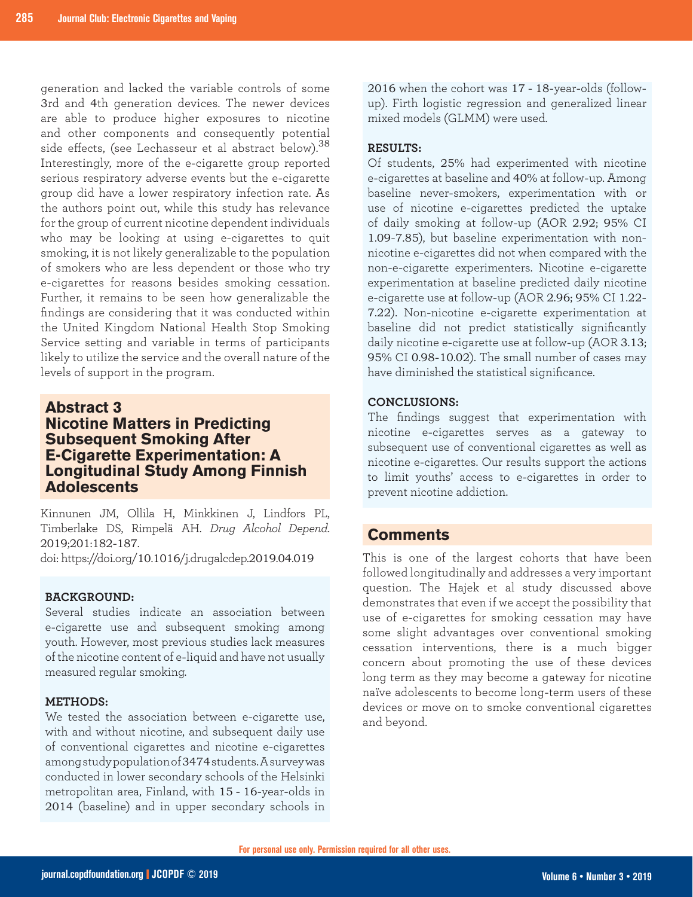generation and lacked the variable controls of some 3rd and 4th generation devices. The newer devices are able to produce higher exposures to nicotine and other components and consequently potential side effects, (see Lechasseur et al abstract below).[38] Interestingly, more of the e-cigarette group reported serious respiratory adverse events but the e-cigarette group did have a lower respiratory infection rate. As the authors point out, while this study has relevance for the group of current nicotine dependent individuals who may be looking at using e-cigarettes to quit smoking, it is not likely generalizable to the population of smokers who are less dependent or those who try e-cigarettes for reasons besides smoking cessation. Further, it remains to be seen how generalizable the findings are considering that it was conducted within the United Kingdom National Health Stop Smoking Service setting and variable in terms of participants likely to utilize the service and the overall nature of the levels of support in the program.

## Abstract 3
## Nicotine Matters in Predicting Subsequent Smoking After E-Cigarette Experimentation: A Longitudinal Study Among Finnish Adolescents

Kinnunen JM, Ollila H, Minkkinen J, Lindfors PL, Timberlake DS, Rimpelä AH. *Drug Alcohol Depend*. 2019;201:182-187.
doi: https://doi.org/10.1016/j.drugalcdep.2019.04.019

**BACKGROUND:**
Several studies indicate an association between e-cigarette use and subsequent smoking among youth. However, most previous studies lack measures of the nicotine content of e-liquid and have not usually measured regular smoking.

**METHODS:**
We tested the association between e-cigarette use, with and without nicotine, and subsequent daily use of conventional cigarettes and nicotine e-cigarettes among study population of 3474 students. A survey was conducted in lower secondary schools of the Helsinki metropolitan area, Finland, with 15 - 16-year-olds in 2014 (baseline) and in upper secondary schools in 2016 when the cohort was 17 - 18-year-olds (follow-up). Firth logistic regression and generalized linear mixed models (GLMM) were used.

**RESULTS:**
Of students, 25% had experimented with nicotine e-cigarettes at baseline and 40% at follow-up. Among baseline never-smokers, experimentation with or use of nicotine e-cigarettes predicted the uptake of daily smoking at follow-up (AOR 2.92; 95% CI 1.09-7.85), but baseline experimentation with non-nicotine e-cigarettes did not when compared with the non-e-cigarette experimenters. Nicotine e-cigarette experimentation at baseline predicted daily nicotine e-cigarette use at follow-up (AOR 2.96; 95% CI 1.22-7.22). Non-nicotine e-cigarette experimentation at baseline did not predict statistically significantly daily nicotine e-cigarette use at follow-up (AOR 3.13; 95% CI 0.98-10.02). The small number of cases may have diminished the statistical significance.

**CONCLUSIONS:**
The findings suggest that experimentation with nicotine e-cigarettes serves as a gateway to subsequent use of conventional cigarettes as well as nicotine e-cigarettes. Our results support the actions to limit youths' access to e-cigarettes in order to prevent nicotine addiction.

## Comments

This is one of the largest cohorts that have been followed longitudinally and addresses a very important question. The Hajek et al study discussed above demonstrates that even if we accept the possibility that use of e-cigarettes for smoking cessation may have some slight advantages over conventional smoking cessation interventions, there is a much bigger concern about promoting the use of these devices long term as they may become a gateway for nicotine naïve adolescents to become long-term users of these devices or move on to smoke conventional cigarettes and beyond.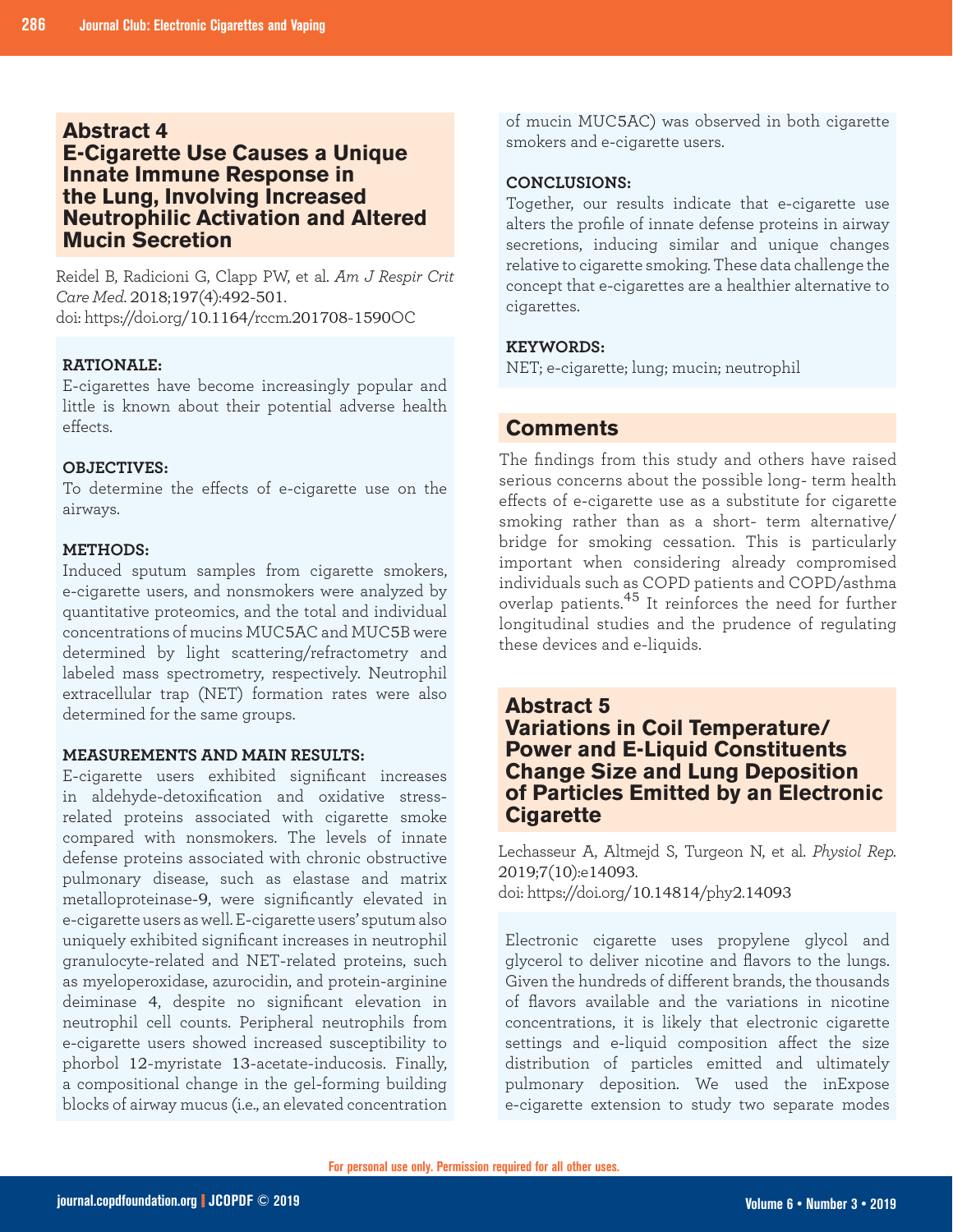## Abstract 4
## E-Cigarette Use Causes a Unique Innate Immune Response in the Lung, Involving Increased Neutrophilic Activation and Altered Mucin Secretion

Reidel B, Radicioni G, Clapp PW, et al. *Am J Respir Crit Care Med.* 2018;197(4):492-501.
doi: https://doi.org/10.1164/rccm.201708-1590OC

**RATIONALE:**
E-cigarettes have become increasingly popular and little is known about their potential adverse health effects.

**OBJECTIVES:**
To determine the effects of e-cigarette use on the airways.

**METHODS:**
Induced sputum samples from cigarette smokers, e-cigarette users, and nonsmokers were analyzed by quantitative proteomics, and the total and individual concentrations of mucins MUC5AC and MUC5B were determined by light scattering/refractometry and labeled mass spectrometry, respectively. Neutrophil extracellular trap (NET) formation rates were also determined for the same groups.

**MEASUREMENTS AND MAIN RESULTS:**
E-cigarette users exhibited significant increases in aldehyde-detoxification and oxidative stress-related proteins associated with cigarette smoke compared with nonsmokers. The levels of innate defense proteins associated with chronic obstructive pulmonary disease, such as elastase and matrix metalloproteinase-9, were significantly elevated in e-cigarette users as well. E-cigarette users' sputum also uniquely exhibited significant increases in neutrophil granulocyte-related and NET-related proteins, such as myeloperoxidase, azurocidin, and protein-arginine deiminase 4, despite no significant elevation in neutrophil cell counts. Peripheral neutrophils from e-cigarette users showed increased susceptibility to phorbol 12-myristate 13-acetate-inducosis. Finally, a compositional change in the gel-forming building blocks of airway mucus (i.e., an elevated concentration of mucin MUC5AC) was observed in both cigarette smokers and e-cigarette users.

**CONCLUSIONS:**
Together, our results indicate that e-cigarette use alters the profile of innate defense proteins in airway secretions, inducing similar and unique changes relative to cigarette smoking. These data challenge the concept that e-cigarettes are a healthier alternative to cigarettes.

**KEYWORDS:**
NET; e-cigarette; lung; mucin; neutrophil

## Comments

The findings from this study and others have raised serious concerns about the possible long- term health effects of e-cigarette use as a substitute for cigarette smoking rather than as a short- term alternative/bridge for smoking cessation. This is particularly important when considering already compromised individuals such as COPD patients and COPD/asthma overlap patients.[45] It reinforces the need for further longitudinal studies and the prudence of regulating these devices and e-liquids.

## Abstract 5
## Variations in Coil Temperature/Power and E-Liquid Constituents Change Size and Lung Deposition of Particles Emitted by an Electronic Cigarette

Lechasseur A, Altmejd S, Turgeon N, et al. *Physiol Rep.* 2019;7(10):e14093.
doi: https://doi.org/10.14814/phy2.14093

Electronic cigarette uses propylene glycol and glycerol to deliver nicotine and flavors to the lungs. Given the hundreds of different brands, the thousands of flavors available and the variations in nicotine concentrations, it is likely that electronic cigarette settings and e-liquid composition affect the size distribution of particles emitted and ultimately pulmonary deposition. We used the inExpose e-cigarette extension to study two separate modes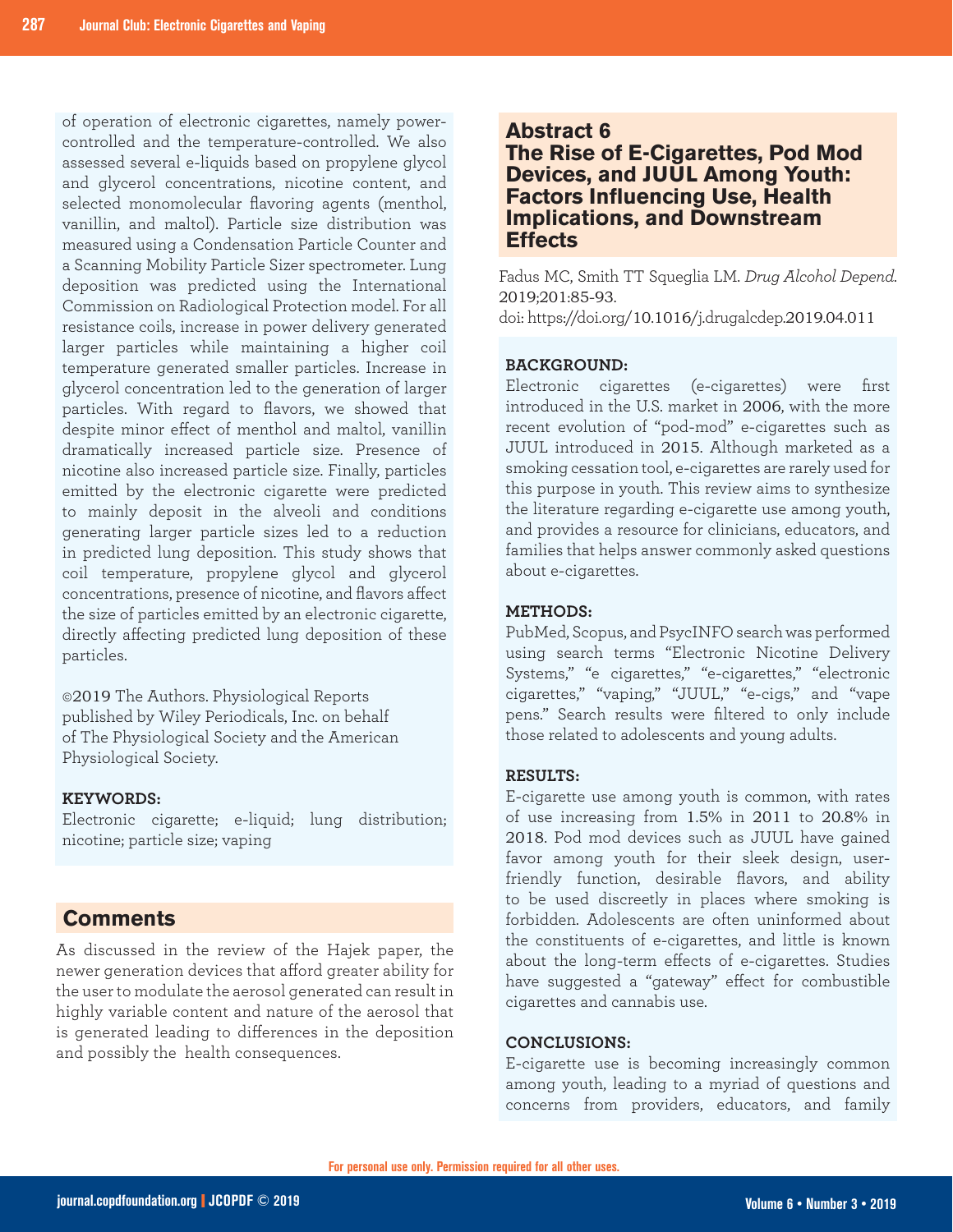of operation of electronic cigarettes, namely power-controlled and the temperature-controlled. We also assessed several e-liquids based on propylene glycol and glycerol concentrations, nicotine content, and selected monomolecular flavoring agents (menthol, vanillin, and maltol). Particle size distribution was measured using a Condensation Particle Counter and a Scanning Mobility Particle Sizer spectrometer. Lung deposition was predicted using the International Commission on Radiological Protection model. For all resistance coils, increase in power delivery generated larger particles while maintaining a higher coil temperature generated smaller particles. Increase in glycerol concentration led to the generation of larger particles. With regard to flavors, we showed that despite minor effect of menthol and maltol, vanillin dramatically increased particle size. Presence of nicotine also increased particle size. Finally, particles emitted by the electronic cigarette were predicted to mainly deposit in the alveoli and conditions generating larger particle sizes led to a reduction in predicted lung deposition. This study shows that coil temperature, propylene glycol and glycerol concentrations, presence of nicotine, and flavors affect the size of particles emitted by an electronic cigarette, directly affecting predicted lung deposition of these particles.

©2019 The Authors. Physiological Reports published by Wiley Periodicals, Inc. on behalf of The Physiological Society and the American Physiological Society.

**KEYWORDS:**
Electronic cigarette; e-liquid; lung distribution; nicotine; particle size; vaping

## Comments

As discussed in the review of the Hajek paper, the newer generation devices that afford greater ability for the user to modulate the aerosol generated can result in highly variable content and nature of the aerosol that is generated leading to differences in the deposition and possibly the health consequences.

## Abstract 6
## The Rise of E-Cigarettes, Pod Mod Devices, and JUUL Among Youth: Factors Influencing Use, Health Implications, and Downstream Effects

Fadus MC, Smith TT Squeglia LM. *Drug Alcohol Depend.* 2019;201:85-93.
doi: https://doi.org/10.1016/j.drugalcdep.2019.04.011

**BACKGROUND:**
Electronic cigarettes (e-cigarettes) were first introduced in the U.S. market in 2006, with the more recent evolution of "pod-mod" e-cigarettes such as JUUL introduced in 2015. Although marketed as a smoking cessation tool, e-cigarettes are rarely used for this purpose in youth. This review aims to synthesize the literature regarding e-cigarette use among youth, and provides a resource for clinicians, educators, and families that helps answer commonly asked questions about e-cigarettes.

**METHODS:**
PubMed, Scopus, and PsycINFO search was performed using search terms "Electronic Nicotine Delivery Systems," "e cigarettes," "e-cigarettes," "electronic cigarettes," "vaping," "JUUL," "e-cigs," and "vape pens." Search results were filtered to only include those related to adolescents and young adults.

**RESULTS:**
E-cigarette use among youth is common, with rates of use increasing from 1.5% in 2011 to 20.8% in 2018. Pod mod devices such as JUUL have gained favor among youth for their sleek design, user-friendly function, desirable flavors, and ability to be used discreetly in places where smoking is forbidden. Adolescents are often uninformed about the constituents of e-cigarettes, and little is known about the long-term effects of e-cigarettes. Studies have suggested a "gateway" effect for combustible cigarettes and cannabis use.

**CONCLUSIONS:**
E-cigarette use is becoming increasingly common among youth, leading to a myriad of questions and concerns from providers, educators, and family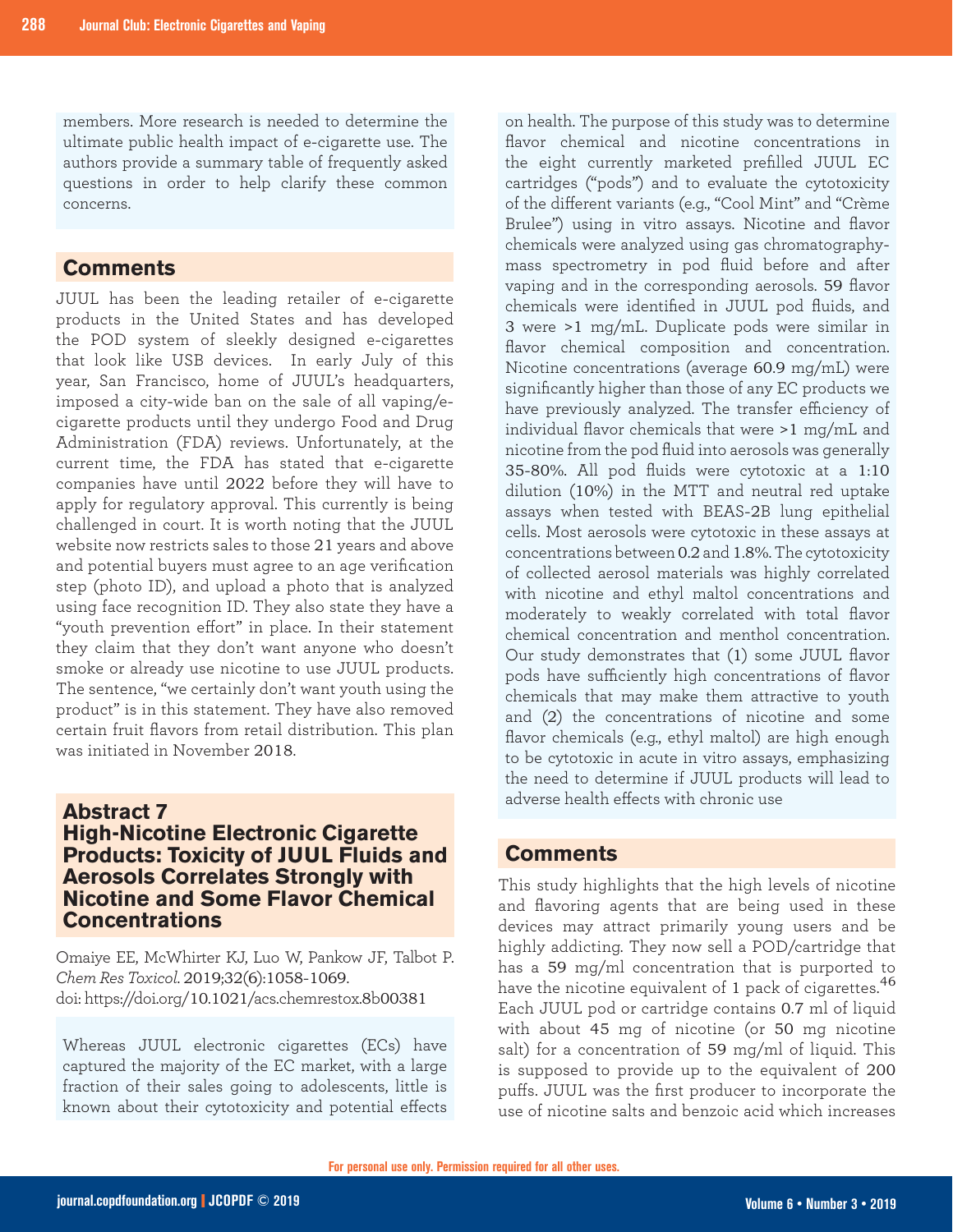members. More research is needed to determine the ultimate public health impact of e-cigarette use. The authors provide a summary table of frequently asked questions in order to help clarify these common concerns.

## Comments

JUUL has been the leading retailer of e-cigarette products in the United States and has developed the POD system of sleekly designed e-cigarettes that look like USB devices. In early July of this year, San Francisco, home of JUUL's headquarters, imposed a city-wide ban on the sale of all vaping/e-cigarette products until they undergo Food and Drug Administration (FDA) reviews. Unfortunately, at the current time, the FDA has stated that e-cigarette companies have until 2022 before they will have to apply for regulatory approval. This currently is being challenged in court. It is worth noting that the JUUL website now restricts sales to those 21 years and above and potential buyers must agree to an age verification step (photo ID), and upload a photo that is analyzed using face recognition ID. They also state they have a "youth prevention effort" in place. In their statement they claim that they don't want anyone who doesn't smoke or already use nicotine to use JUUL products. The sentence, "we certainly don't want youth using the product" is in this statement. They have also removed certain fruit flavors from retail distribution. This plan was initiated in November 2018.

## Abstract 7
## High-Nicotine Electronic Cigarette Products: Toxicity of JUUL Fluids and Aerosols Correlates Strongly with Nicotine and Some Flavor Chemical Concentrations

Omaiye EE, McWhirter KJ, Luo W, Pankow JF, Talbot P. *Chem Res Toxicol.* 2019;32(6):1058-1069.
doi: https://doi.org/10.1021/acs.chemrestox.8b00381

Whereas JUUL electronic cigarettes (ECs) have captured the majority of the EC market, with a large fraction of their sales going to adolescents, little is known about their cytotoxicity and potential effects on health. The purpose of this study was to determine flavor chemical and nicotine concentrations in the eight currently marketed prefilled JUUL EC cartridges ("pods") and to evaluate the cytotoxicity of the different variants (e.g., "Cool Mint" and "Crème Brulee") using in vitro assays. Nicotine and flavor chemicals were analyzed using gas chromatography-mass spectrometry in pod fluid before and after vaping and in the corresponding aerosols. 59 flavor chemicals were identified in JUUL pod fluids, and 3 were >1 mg/mL. Duplicate pods were similar in flavor chemical composition and concentration. Nicotine concentrations (average 60.9 mg/mL) were significantly higher than those of any EC products we have previously analyzed. The transfer efficiency of individual flavor chemicals that were >1 mg/mL and nicotine from the pod fluid into aerosols was generally 35-80%. All pod fluids were cytotoxic at a 1:10 dilution (10%) in the MTT and neutral red uptake assays when tested with BEAS-2B lung epithelial cells. Most aerosols were cytotoxic in these assays at concentrations between 0.2 and 1.8%. The cytotoxicity of collected aerosol materials was highly correlated with nicotine and ethyl maltol concentrations and moderately to weakly correlated with total flavor chemical concentration and menthol concentration. Our study demonstrates that (1) some JUUL flavor pods have sufficiently high concentrations of flavor chemicals that may make them attractive to youth and (2) the concentrations of nicotine and some flavor chemicals (e.g., ethyl maltol) are high enough to be cytotoxic in acute in vitro assays, emphasizing the need to determine if JUUL products will lead to adverse health effects with chronic use

## Comments

This study highlights that the high levels of nicotine and flavoring agents that are being used in these devices may attract primarily young users and be highly addicting. They now sell a POD/cartridge that has a 59 mg/ml concentration that is purported to have the nicotine equivalent of 1 pack of cigarettes.[46] Each JUUL pod or cartridge contains 0.7 ml of liquid with about 45 mg of nicotine (or 50 mg nicotine salt) for a concentration of 59 mg/ml of liquid. This is supposed to provide up to the equivalent of 200 puffs. JUUL was the first producer to incorporate the use of nicotine salts and benzoic acid which increases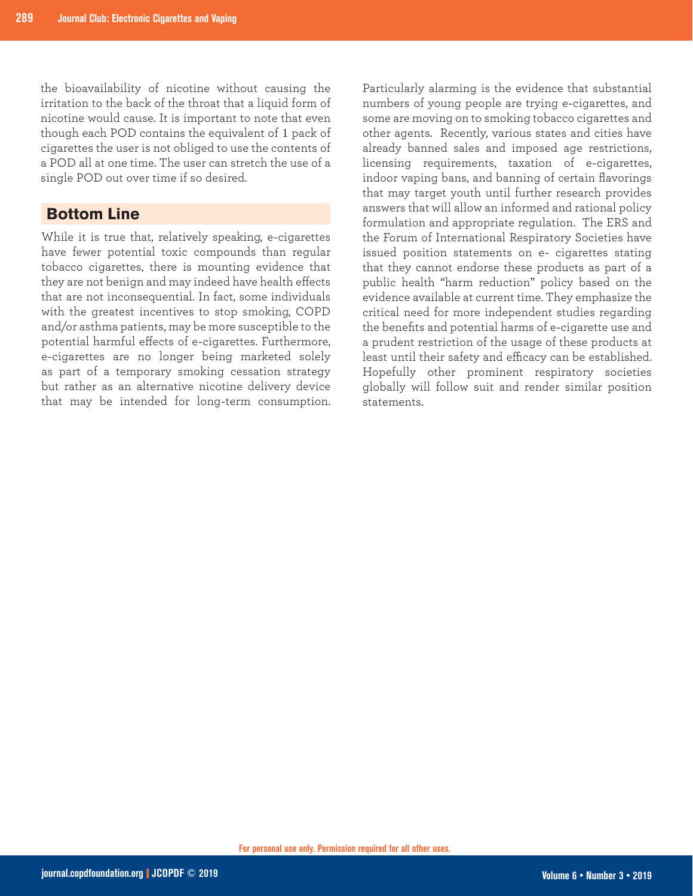the bioavailability of nicotine without causing the irritation to the back of the throat that a liquid form of nicotine would cause. It is important to note that even though each POD contains the equivalent of 1 pack of cigarettes the user is not obliged to use the contents of a POD all at one time. The user can stretch the use of a single POD out over time if so desired.

## Bottom Line

While it is true that, relatively speaking, e-cigarettes have fewer potential toxic compounds than regular tobacco cigarettes, there is mounting evidence that they are not benign and may indeed have health effects that are not inconsequential. In fact, some individuals with the greatest incentives to stop smoking, COPD and/or asthma patients, may be more susceptible to the potential harmful effects of e-cigarettes. Furthermore, e-cigarettes are no longer being marketed solely as part of a temporary smoking cessation strategy but rather as an alternative nicotine delivery device that may be intended for long-term consumption. Particularly alarming is the evidence that substantial numbers of young people are trying e-cigarettes, and some are moving on to smoking tobacco cigarettes and other agents. Recently, various states and cities have already banned sales and imposed age restrictions, licensing requirements, taxation of e-cigarettes, indoor vaping bans, and banning of certain flavorings that may target youth until further research provides answers that will allow an informed and rational policy formulation and appropriate regulation. The ERS and the Forum of International Respiratory Societies have issued position statements on e- cigarettes stating that they cannot endorse these products as part of a public health "harm reduction" policy based on the evidence available at current time. They emphasize the critical need for more independent studies regarding the benefits and potential harms of e-cigarette use and a prudent restriction of the usage of these products at least until their safety and efficacy can be established. Hopefully other prominent respiratory societies globally will follow suit and render similar position statements.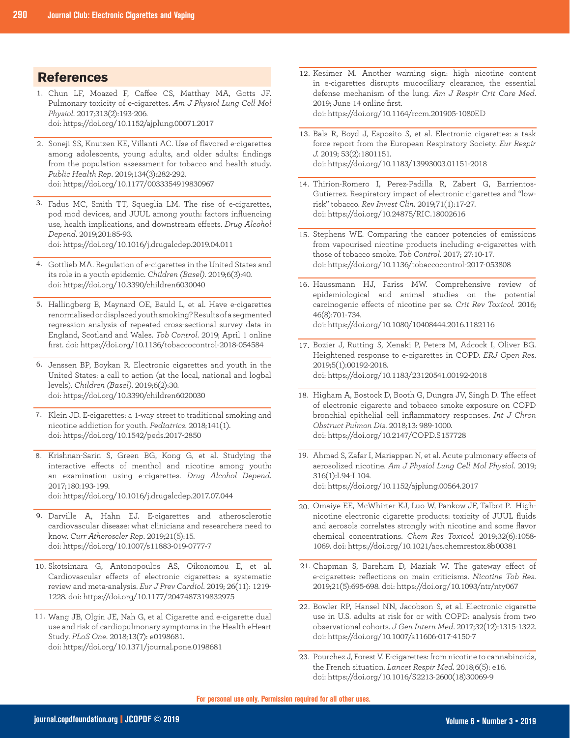## References

1. Chun LF, Moazed F, Caffee CS, Matthay MA, Gotts JF. Pulmonary toxicity of e-cigarettes. *Am J Physiol Lung Cell Mol Physiol*. 2017;313(2):193-206.
doi: https://doi.org/10.1152/ajplung.00071.2017

2. Soneji SS, Knutzen KE, Villanti AC. Use of flavored e-cigarettes among adolescents, young adults, and older adults: findings from the population assessment for tobacco and health study. *Public Health Rep*. 2019;134(3):282-292.
doi: https://doi.org/10.1177/0033354919830967

3. Fadus MC, Smith TT, Squeglia LM. The rise of e-cigarettes, pod mod devices, and JUUL among youth: factors influencing use, health implications, and downstream effects. *Drug Alcohol Depend*. 2019;201:85-93.
doi: https://doi.org/10.1016/j.drugalcdep.2019.04.011

4. Gottlieb MA. Regulation of e-cigarettes in the United States and its role in a youth epidemic. *Children (Basel)*. 2019;6(3):40.
doi: https://doi.org/10.3390/children6030040

5. Hallingberg B, Maynard OE, Bauld L, et al. Have e-cigarettes renormalised or displaced youth smoking? Results of a segmented regression analysis of repeated cross-sectional survey data in England, Scotland and Wales. *Tob Control*. 2019; April 1 online first. doi: https://doi.org/10.1136/tobaccocontrol-2018-054584

6. Jenssen BP, Boykan R. Electronic cigarettes and youth in the United States: a call to action (at the local, national and logbal levels). *Children (Basel)*. 2019;6(2):30.
doi: https://doi.org/10.3390/children6020030

7. Klein JD. E-cigarettes: a 1-way street to traditional smoking and nicotine addiction for youth. *Pediatrics*. 2018;141(1).
doi: https://doi.org/10.1542/peds.2017-2850

8. Krishnan-Sarin S, Green BG, Kong G, et al. Studying the interactive effects of menthol and nicotine among youth: an examination using e-cigarettes. *Drug Alcohol Depend*. 2017;180:193-199.
doi: https://doi.org/10.1016/j.drugalcdep.2017.07.044

9. Darville A, Hahn EJ. E-cigarettes and atherosclerotic cardiovascular disease: what clinicians and researchers need to know. *Curr Atheroscler Rep*. 2019;21(5):15.
doi: https://doi.org/10.1007/s11883-019-0777-7

10. Skotsimara G, Antonopoulos AS, Oikonomou E, et al. Cardiovascular effects of electronic cigarettes: a systematic review and meta-analysis. *Eur J Prev Cardiol*. 2019; 26(11): 1219-1228. doi: https://doi.org/10.1177/2047487319832975

11. Wang JB, Olgin JE, Nah G, et al Cigarette and e-cigarette dual use and risk of cardiopulmonary symptoms in the Health eHeart Study. *PLoS One*. 2018;13(7): e0198681.
doi: https://doi.org/10.1371/journal.pone.0198681

12. Kesimer M. Another warning sign: high nicotine content in e-cigarettes disrupts mucociliary clearance, the essential defense mechanism of the lung. *Am J Respir Crit Care Med*. 2019; June 14 online first.
doi: https://doi.org/10.1164/rccm.201905-1080ED

13. Bals R, Boyd J, Esposito S, et al. Electronic cigarettes: a task force report from the European Respiratory Society. *Eur Respir J*. 2019; 53(2):1801151.
doi: https://doi.org/10.1183/13993003.01151-2018

14. Thirion-Romero I, Perez-Padilla R, Zabert G, Barrientos-Gutierrez. Respiratory impact of electronic cigarettes and "low-risk" tobacco. *Rev Invest Clin*. 2019;71(1):17-27.
doi: https://doi.org/10.24875/RIC.18002616

15. Stephens WE. Comparing the cancer potencies of emissions from vapourised nicotine products including e-cigarettes with those of tobacco smoke. *Tob Control*. 2017; 27:10-17.
doi: https://doi.org/10.1136/tobaccocontrol-2017-053808

16. Haussmann HJ, Fariss MW. Comprehensive review of epidemiological and animal studies on the potential carcinogenic effects of nicotine per se. *Crit Rev Toxicol*. 2016; 46(8):701-734.
doi: https://doi.org/10.1080/10408444.2016.1182116

17. Bozier J, Rutting S, Xenaki P, Peters M, Adcock I, Oliver BG. Heightened response to e-cigarettes in COPD. *ERJ Open Res*. 2019;5(1):00192-2018.
doi: https://doi.org/10.1183/23120541.00192-2018

18. Higham A, Bostock D, Booth G, Dungra JV, Singh D. The effect of electronic cigarette and tobacco smoke exposure on COPD bronchial epithelial cell inflammatory responses. *Int J Chron Obstruct Pulmon Dis*. 2018;13: 989-1000.
doi: https://doi.org/10.2147/COPD.S157728

19. Ahmad S, Zafar I, Mariappan N, et al. Acute pulmonary effects of aerosolized nicotine. *Am J Physiol Lung Cell Mol Physiol*. 2019; 316(1):L94-L104.
doi: https://doi.org/10.1152/ajplung.00564.2017

20. Omaiye EE, McWhirter KJ, Luo W, Pankow JF, Talbot P. High-nicotine electronic cigarette products: toxicity of JUUL fluids and aerosols correlates strongly with nicotine and some flavor chemical concentrations. *Chem Res Toxicol*. 2019;32(6):1058-1069. doi: https://doi.org/10.1021/acs.chemrestox.8b00381

21. Chapman S, Bareham D, Maziak W. The gateway effect of e-cigarettes: reflections on main criticisms. *Nicotine Tob Res*. 2019;21(5):695-698. doi: https://doi.org/10.1093/ntr/nty067

22. Bowler RP, Hansel NN, Jacobson S, et al. Electronic cigarette use in U.S. adults at risk for or with COPD: analysis from two observational cohorts. *J Gen Intern Med*. 2017;32(12):1315-1322.
doi: https://doi.org/10.1007/s11606-017-4150-7

23. Pourchez J, Forest V. E-cigarettes: from nicotine to cannabinoids, the French situation. *Lancet Respir Med*. 2018;6(5): e16.
doi: https://doi.org/10.1016/S2213-2600(18)30069-9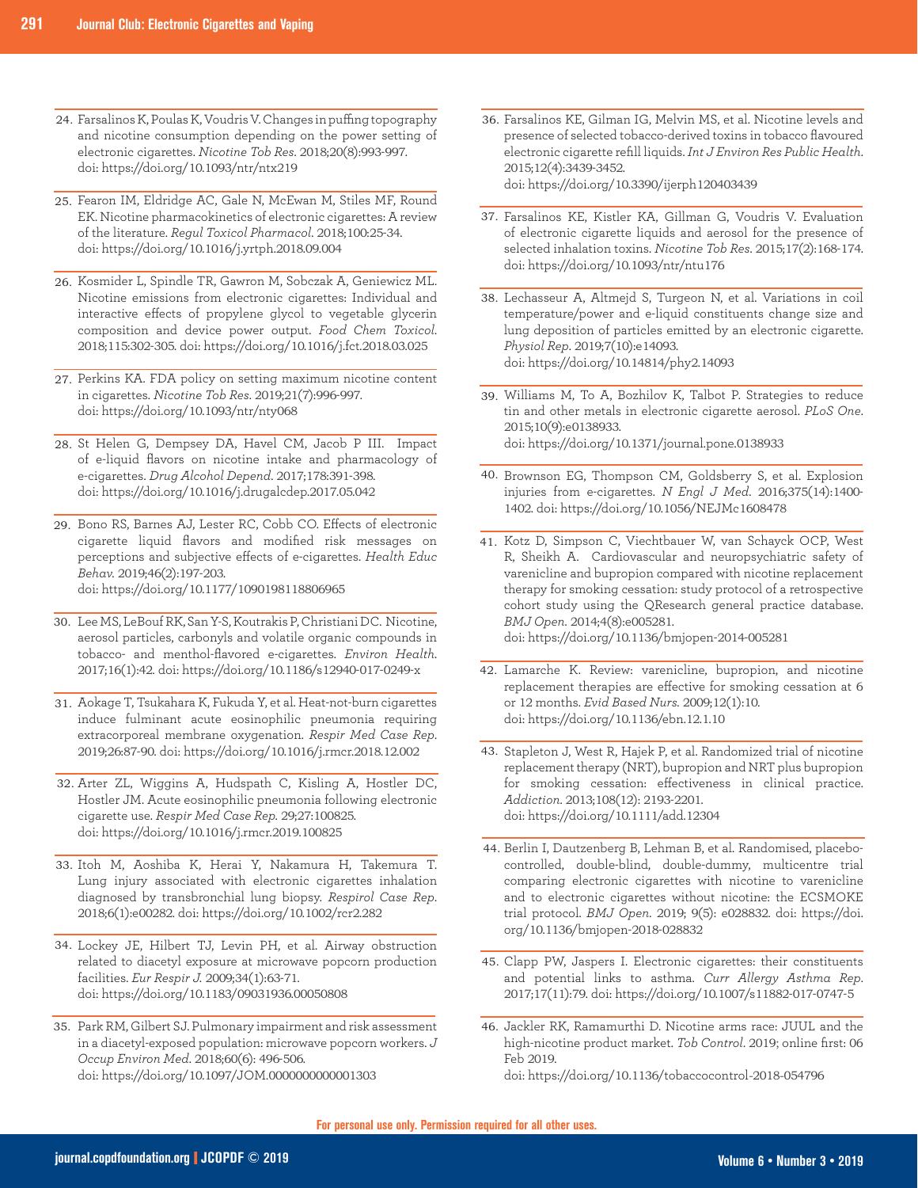24. Farsalinos K, Poulas K, Voudris V. Changes in puffing topography and nicotine consumption depending on the power setting of electronic cigarettes. *Nicotine Tob Res*. 2018;20(8):993-997. doi: https://doi.org/10.1093/ntr/ntx219

25. Fearon IM, Eldridge AC, Gale N, McEwan M, Stiles MF, Round EK. Nicotine pharmacokinetics of electronic cigarettes: A review of the literature. *Regul Toxicol Pharmacol*. 2018;100:25-34. doi: https://doi.org/10.1016/j.yrtph.2018.09.004

26. Kosmider L, Spindle TR, Gawron M, Sobczak A, Geniewicz ML. Nicotine emissions from electronic cigarettes: Individual and interactive effects of propylene glycol to vegetable glycerin composition and device power output. *Food Chem Toxicol*. 2018;115:302-305. doi: https://doi.org/10.1016/j.fct.2018.03.025

27. Perkins KA. FDA policy on setting maximum nicotine content in cigarettes. *Nicotine Tob Res*. 2019;21(7):996-997. doi: https://doi.org/10.1093/ntr/nty068

28. St Helen G, Dempsey DA, Havel CM, Jacob P III. Impact of e-liquid flavors on nicotine intake and pharmacology of e-cigarettes. *Drug Alcohol Depend*. 2017;178:391-398. doi: https://doi.org/10.1016/j.drugalcdep.2017.05.042

29. Bono RS, Barnes AJ, Lester RC, Cobb CO. Effects of electronic cigarette liquid flavors and modified risk messages on perceptions and subjective effects of e-cigarettes. *Health Educ Behav*. 2019;46(2):197-203. doi: https://doi.org/10.1177/1090198118806965

30. Lee MS, LeBouf RK, San Y-S, Koutrakis P, Christiani DC. Nicotine, aerosol particles, carbonyls and volatile organic compounds in tobacco- and menthol-flavored e-cigarettes. *Environ Health*. 2017;16(1):42. doi: https://doi.org/10.1186/s12940-017-0249-x

31. Aokage T, Tsukahara K, Fukuda Y, et al. Heat-not-burn cigarettes induce fulminant acute eosinophilic pneumonia requiring extracorporeal membrane oxygenation. *Respir Med Case Rep*. 2019;26:87-90. doi: https://doi.org/10.1016/j.rmcr.2018.12.002

32. Arter ZL, Wiggins A, Hudspath C, Kisling A, Hostler DC, Hostler JM. Acute eosinophilic pneumonia following electronic cigarette use. *Respir Med Case Rep*. 29;27:100825. doi: https://doi.org/10.1016/j.rmcr.2019.100825

33. Itoh M, Aoshiba K, Herai Y, Nakamura H, Takemura T. Lung injury associated with electronic cigarettes inhalation diagnosed by transbronchial lung biopsy. *Respirol Case Rep*. 2018;6(1):e00282. doi: https://doi.org/10.1002/rcr2.282

34. Lockey JE, Hilbert TJ, Levin PH, et al. Airway obstruction related to diacetyl exposure at microwave popcorn production facilities. *Eur Respir J*. 2009;34(1):63-71. doi: https://doi.org/10.1183/09031936.00050808

35. Park RM, Gilbert SJ. Pulmonary impairment and risk assessment in a diacetyl-exposed population: microwave popcorn workers. *J Occup Environ Med*. 2018;60(6): 496-506. doi: https://doi.org/10.1097/JOM.0000000000001303

36. Farsalinos KE, Gilman IG, Melvin MS, et al. Nicotine levels and presence of selected tobacco-derived toxins in tobacco flavoured electronic cigarette refill liquids. *Int J Environ Res Public Health*. 2015;12(4):3439-3452. doi: https://doi.org/10.3390/ijerph120403439

37. Farsalinos KE, Kistler KA, Gillman G, Voudris V. Evaluation of electronic cigarette liquids and aerosol for the presence of selected inhalation toxins. *Nicotine Tob Res*. 2015;17(2):168-174. doi: https://doi.org/10.1093/ntr/ntu176

38. Lechasseur A, Altmejd S, Turgeon N, et al. Variations in coil temperature/power and e-liquid constituents change size and lung deposition of particles emitted by an electronic cigarette. *Physiol Rep*. 2019;7(10):e14093. doi: https://doi.org/10.14814/phy2.14093

39. Williams M, To A, Bozhilov K, Talbot P. Strategies to reduce tin and other metals in electronic cigarette aerosol. *PLoS One*. 2015;10(9):e0138933. doi: https://doi.org/10.1371/journal.pone.0138933

40. Brownson EG, Thompson CM, Goldsberry S, et al. Explosion injuries from e-cigarettes. *N Engl J Med*. 2016;375(14):1400-1402. doi: https://doi.org/10.1056/NEJMc1608478

41. Kotz D, Simpson C, Viechtbauer W, van Schayck OCP, West R, Sheikh A. Cardiovascular and neuropsychiatric safety of varenicline and bupropion compared with nicotine replacement therapy for smoking cessation: study protocol of a retrospective cohort study using the QResearch general practice database. *BMJ Open*. 2014;4(8):e005281. doi: https://doi.org/10.1136/bmjopen-2014-005281

42. Lamarche K. Review: varenicline, bupropion, and nicotine replacement therapies are effective for smoking cessation at 6 or 12 months. *Evid Based Nurs*. 2009;12(1):10. doi: https://doi.org/10.1136/ebn.12.1.10

43. Stapleton J, West R, Hajek P, et al. Randomized trial of nicotine replacement therapy (NRT), bupropion and NRT plus bupropion for smoking cessation: effectiveness in clinical practice. *Addiction*. 2013;108(12): 2193-2201. doi: https://doi.org/10.1111/add.12304

44. Berlin I, Dautzenberg B, Lehman B, et al. Randomised, placebo-controlled, double-blind, double-dummy, multicentre trial comparing electronic cigarettes with nicotine to varenicline and to electronic cigarettes without nicotine: the ECSMOKE trial protocol. *BMJ Open*. 2019; 9(5): e028832. doi: https://doi.org/10.1136/bmjopen-2018-028832

45. Clapp PW, Jaspers I. Electronic cigarettes: their constituents and potential links to asthma. *Curr Allergy Asthma Rep*. 2017;17(11):79. doi: https://doi.org/10.1007/s11882-017-0747-5

46. Jackler RK, Ramamurthi D. Nicotine arms race: JUUL and the high-nicotine product market. *Tob Control*. 2019; online first: 06 Feb 2019. doi: https://doi.org/10.1136/tobaccocontrol-2018-054796